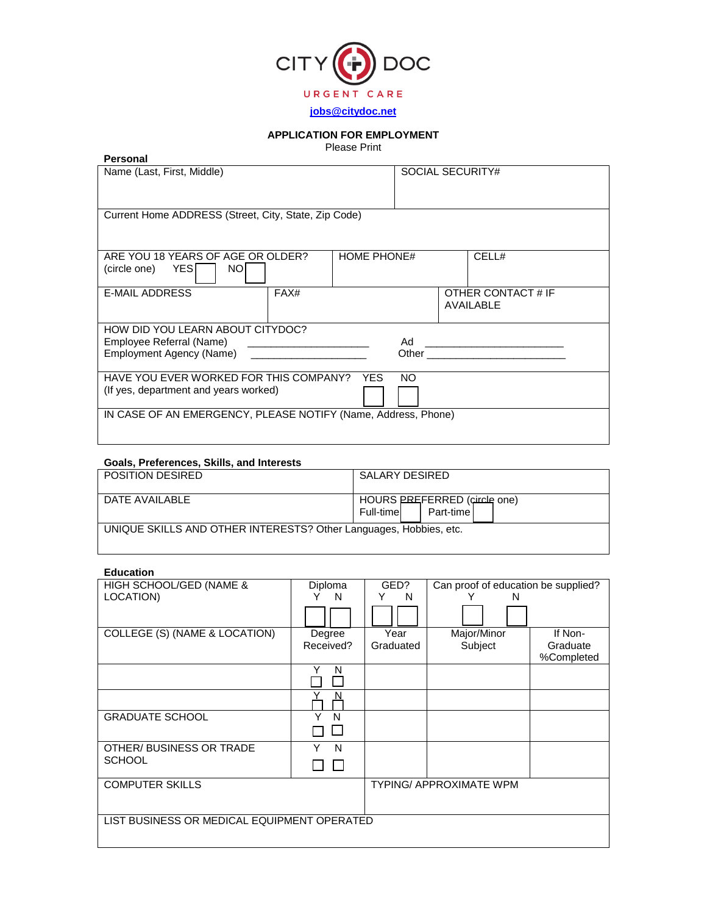CITY DOC

URGENT CARE

jobs@citydoc.net

**APPLICATION FOR EMPLOYMENT**

Please Print

**Personal**

| Name (Last, First, Middle) | | SOCIAL SECURITY# |
|---|---|---|
| Current Home ADDRESS (Street, City, State, Zip Code) | | |
| ARE YOU 18 YEARS OF AGE OR OLDER? (circle one) YES ☐ NO ☐ | HOME PHONE# | CELL# |
| E-MAIL ADDRESS | FAX# | OTHER CONTACT # IF AVAILABLE |

HOW DID YOU LEARN ABOUT CITYDOC?
Employee Referral (Name) ____________________ Ad ________________________
Employment Agency (Name) ____________________ Other ________________________

HAVE YOU EVER WORKED FOR THIS COMPANY? YES ☐ NO ☐
(If yes, department and years worked)

IN CASE OF AN EMERGENCY, PLEASE NOTIFY (Name, Address, Phone)

**Goals, Preferences, Skills, and Interests**

| POSITION DESIRED | SALARY DESIRED |
|---|---|
| DATE AVAILABLE | HOURS PREFERRED (circle one) Full-time ☐ Part-time ☐ |
| UNIQUE SKILLS AND OTHER INTERESTS? Other Languages, Hobbies, etc. | |

**Education**

| HIGH SCHOOL/GED (NAME & LOCATION) | Diploma Y ☐ N ☐ | GED? Y ☐ N ☐ | Can proof of education be supplied? Y ☐ N ☐ | |
|---|---|---|---|---|
| COLLEGE (S) (NAME & LOCATION) | Degree Received? | Year Graduated | Major/Minor Subject | If Non-Graduate %Completed |
| | Y ☐ N ☐ | | | |
| | Y ☐ N ☐ | | | |
| GRADUATE SCHOOL | Y ☐ N ☐ | | | |
| OTHER/ BUSINESS OR TRADE SCHOOL | Y ☐ N ☐ | | | |

| COMPUTER SKILLS | TYPING/ APPROXIMATE WPM |
|---|---|
| LIST BUSINESS OR MEDICAL EQUIPMENT OPERATED | |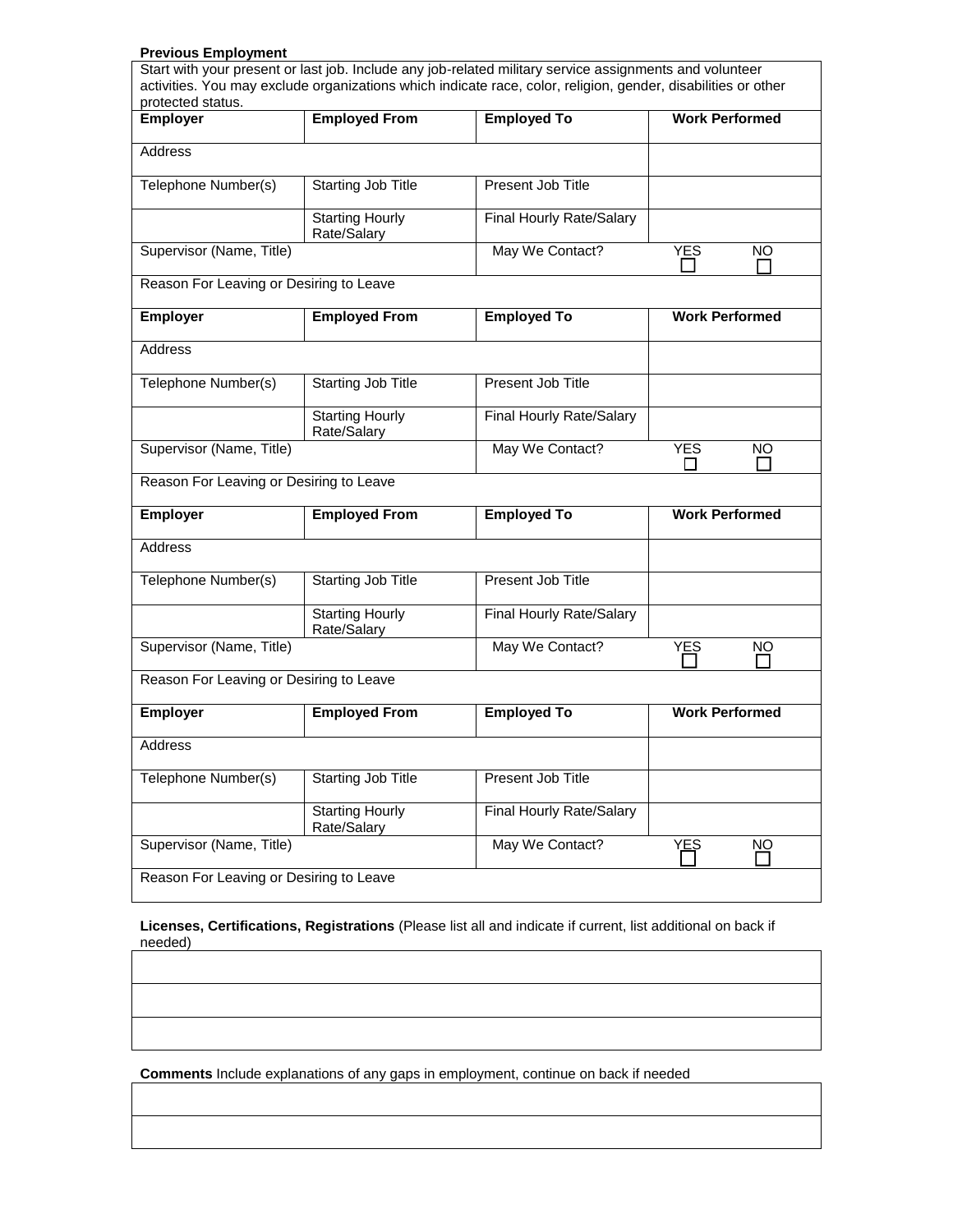**Previous Employment**

Start with your present or last job. Include any job-related military service assignments and volunteer activities. You may exclude organizations which indicate race, color, religion, gender, disabilities or other protected status.

| **Employer** | **Employed From** | **Employed To** | **Work Performed** |
|---|---|---|---|
| Address | | | |
| Telephone Number(s) | Starting Job Title | Present Job Title | |
| | Starting Hourly Rate/Salary | Final Hourly Rate/Salary | |
| Supervisor (Name, Title) | | May We Contact? | YES ☐ NO ☐ |
| Reason For Leaving or Desiring to Leave | | | |
| **Employer** | **Employed From** | **Employed To** | **Work Performed** |
| Address | | | |
| Telephone Number(s) | Starting Job Title | Present Job Title | |
| | Starting Hourly Rate/Salary | Final Hourly Rate/Salary | |
| Supervisor (Name, Title) | | May We Contact? | YES ☐ NO ☐ |
| Reason For Leaving or Desiring to Leave | | | |
| **Employer** | **Employed From** | **Employed To** | **Work Performed** |
| Address | | | |
| Telephone Number(s) | Starting Job Title | Present Job Title | |
| | Starting Hourly Rate/Salary | Final Hourly Rate/Salary | |
| Supervisor (Name, Title) | | May We Contact? | YES ☐ NO ☐ |
| Reason For Leaving or Desiring to Leave | | | |
| **Employer** | **Employed From** | **Employed To** | **Work Performed** |
| Address | | | |
| Telephone Number(s) | Starting Job Title | Present Job Title | |
| | Starting Hourly Rate/Salary | Final Hourly Rate/Salary | |
| Supervisor (Name, Title) | | May We Contact? | YES ☐ NO ☐ |
| Reason For Leaving or Desiring to Leave | | | |

**Licenses, Certifications, Registrations** (Please list all and indicate if current, list additional on back if needed)

| |
|---|
| |
| |
| |

**Comments** Include explanations of any gaps in employment, continue on back if needed

| |
|---|
| |
| |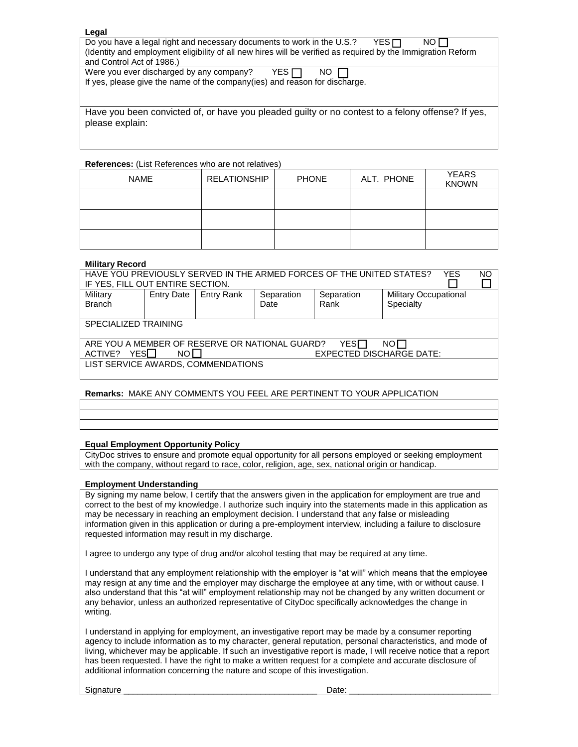**Legal**

Do you have a legal right and necessary documents to work in the U.S.? YES ☐ NO ☐
(Identity and employment eligibility of all new hires will be verified as required by the Immigration Reform and Control Act of 1986.)

Were you ever discharged by any company? YES ☐ NO ☐
If yes, please give the name of the company(ies) and reason for discharge.

Have you been convicted of, or have you pleaded guilty or no contest to a felony offense? If yes, please explain:

**References:** (List References who are not relatives)

| NAME | RELATIONSHIP | PHONE | ALT. PHONE | YEARS KNOWN |
|---|---|---|---|---|
| | | | | |
| | | | | |
| | | | | |

**Military Record**

HAVE YOU PREVIOUSLY SERVED IN THE ARMED FORCES OF THE UNITED STATES? YES ☐ NO ☐
IF YES, FILL OUT ENTIRE SECTION.

| Military Branch | Entry Date | Entry Rank | Separation Date | Separation Rank | Military Occupational Specialty |
|---|---|---|---|---|---|
| | | | | | |

SPECIALIZED TRAINING

ARE YOU A MEMBER OF RESERVE OR NATIONAL GUARD? YES ☐ NO ☐
ACTIVE? YES ☐ NO ☐ EXPECTED DISCHARGE DATE:

LIST SERVICE AWARDS, COMMENDATIONS

**Remarks:** MAKE ANY COMMENTS YOU FEEL ARE PERTINENT TO YOUR APPLICATION

**Equal Employment Opportunity Policy**

CityDoc strives to ensure and promote equal opportunity for all persons employed or seeking employment with the company, without regard to race, color, religion, age, sex, national origin or handicap.

**Employment Understanding**

By signing my name below, I certify that the answers given in the application for employment are true and correct to the best of my knowledge. I authorize such inquiry into the statements made in this application as may be necessary in reaching an employment decision. I understand that any false or misleading information given in this application or during a pre-employment interview, including a failure to disclosure requested information may result in my discharge.

I agree to undergo any type of drug and/or alcohol testing that may be required at any time.

I understand that any employment relationship with the employer is "at will" which means that the employee may resign at any time and the employer may discharge the employee at any time, with or without cause. I also understand that this "at will" employment relationship may not be changed by any written document or any behavior, unless an authorized representative of CityDoc specifically acknowledges the change in writing.

I understand in applying for employment, an investigative report may be made by a consumer reporting agency to include information as to my character, general reputation, personal characteristics, and mode of living, whichever may be applicable. If such an investigative report is made, I will receive notice that a report has been requested. I have the right to make a written request for a complete and accurate disclosure of additional information concerning the nature and scope of this investigation.

Signature ________________________________________ Date: ____________________________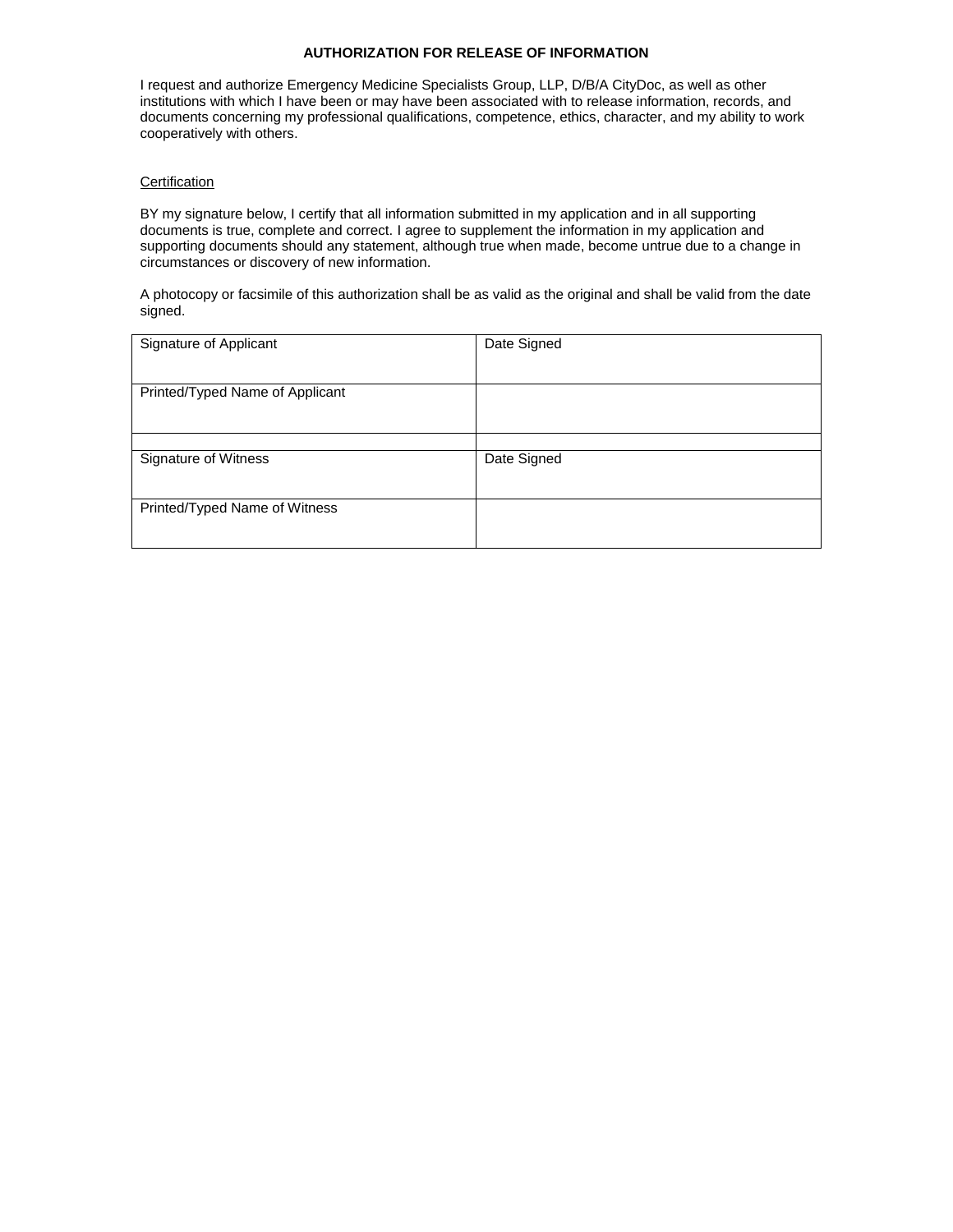# AUTHORIZATION FOR RELEASE OF INFORMATION

I request and authorize Emergency Medicine Specialists Group, LLP, D/B/A CityDoc, as well as other institutions with which I have been or may have been associated with to release information, records, and documents concerning my professional qualifications, competence, ethics, character, and my ability to work cooperatively with others.

<u>Certification</u>

BY my signature below, I certify that all information submitted in my application and in all supporting documents is true, complete and correct. I agree to supplement the information in my application and supporting documents should any statement, although true when made, become untrue due to a change in circumstances or discovery of new information.

A photocopy or facsimile of this authorization shall be as valid as the original and shall be valid from the date signed.

| Signature of Applicant | Date Signed |
|---|---|
| Printed/Typed Name of Applicant | |
| | |
| Signature of Witness | Date Signed |
| Printed/Typed Name of Witness | |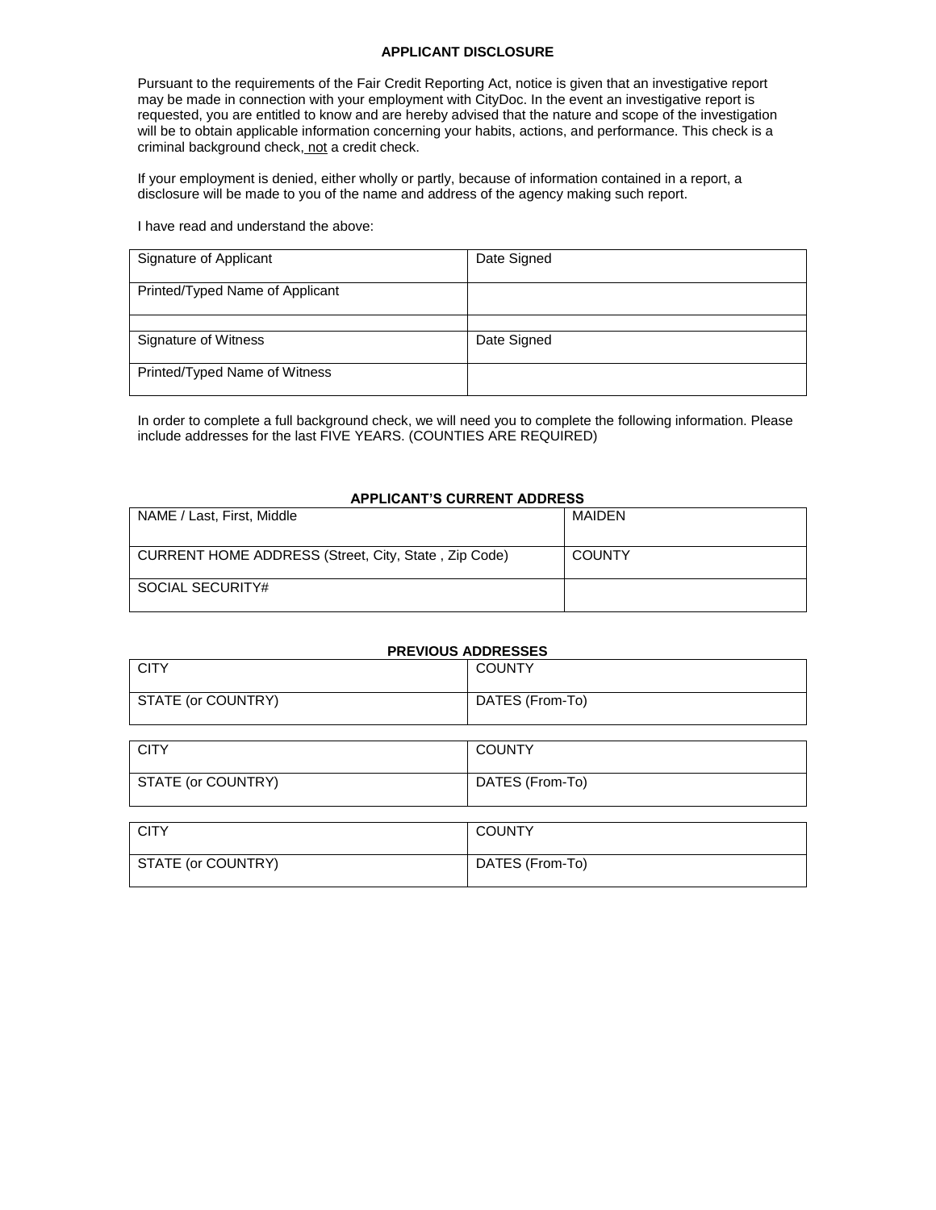## APPLICANT DISCLOSURE

Pursuant to the requirements of the Fair Credit Reporting Act, notice is given that an investigative report may be made in connection with your employment with CityDoc. In the event an investigative report is requested, you are entitled to know and are hereby advised that the nature and scope of the investigation will be to obtain applicable information concerning your habits, actions, and performance. This check is a criminal background check, not a credit check.

If your employment is denied, either wholly or partly, because of information contained in a report, a disclosure will be made to you of the name and address of the agency making such report.

I have read and understand the above:

| | |
|---|---|
| Signature of Applicant | Date Signed |
| Printed/Typed Name of Applicant | |
| | |
| Signature of Witness | Date Signed |
| Printed/Typed Name of Witness | |

In order to complete a full background check, we will need you to complete the following information. Please include addresses for the last FIVE YEARS. (COUNTIES ARE REQUIRED)

### APPLICANT'S CURRENT ADDRESS

| | |
|---|---|
| NAME / Last, First, Middle | MAIDEN |
| CURRENT HOME ADDRESS (Street, City, State , Zip Code) | COUNTY |
| SOCIAL SECURITY# | |

### PREVIOUS ADDRESSES

| | |
|---|---|
| CITY | COUNTY |
| STATE (or COUNTRY) | DATES (From-To) |

| | |
|---|---|
| CITY | COUNTY |
| STATE (or COUNTRY) | DATES (From-To) |

| | |
|---|---|
| CITY | COUNTY |
| STATE (or COUNTRY) | DATES (From-To) |